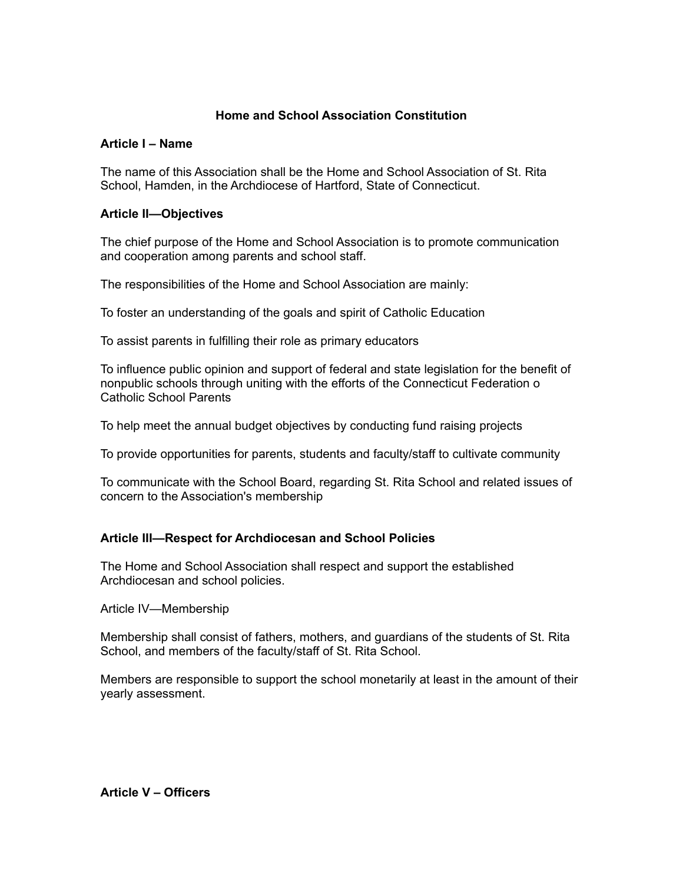# Home and School Association Constitution

## Article I – Name

The name of this Association shall be the Home and School Association of St. Rita School, Hamden, in the Archdiocese of Hartford, State of Connecticut.

## Article II—Objectives

The chief purpose of the Home and School Association is to promote communication and cooperation among parents and school staff.

The responsibilities of the Home and School Association are mainly:

To foster an understanding of the goals and spirit of Catholic Education

To assist parents in fulfilling their role as primary educators

To influence public opinion and support of federal and state legislation for the benefit of nonpublic schools through uniting with the efforts of the Connecticut Federation o Catholic School Parents

To help meet the annual budget objectives by conducting fund raising projects

To provide opportunities for parents, students and faculty/staff to cultivate community

To communicate with the School Board, regarding St. Rita School and related issues of concern to the Association's membership

## Article III—Respect for Archdiocesan and School Policies

The Home and School Association shall respect and support the established Archdiocesan and school policies.

Article IV—Membership

Membership shall consist of fathers, mothers, and guardians of the students of St. Rita School, and members of the faculty/staff of St. Rita School.

Members are responsible to support the school monetarily at least in the amount of their yearly assessment.

## Article V – Officers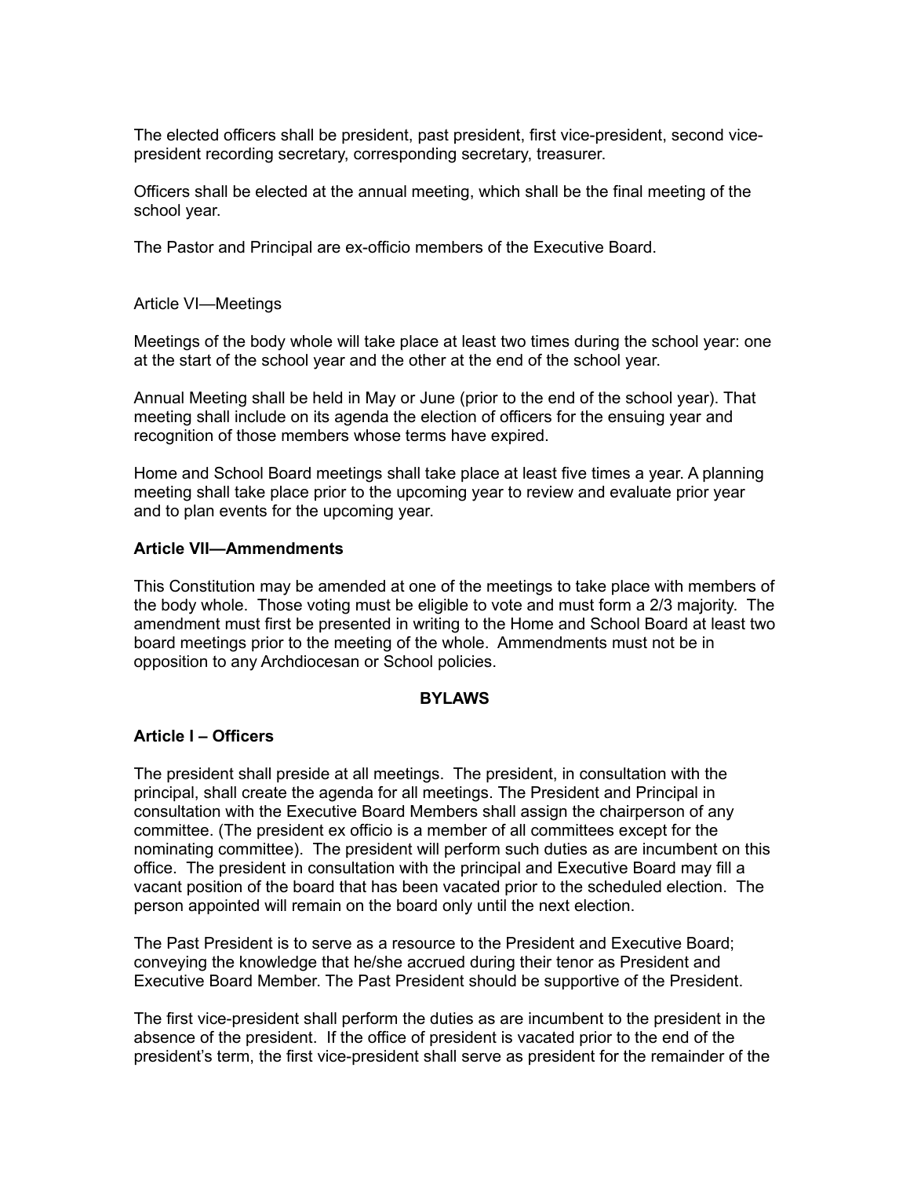The elected officers shall be president, past president, first vice-president, second vice-president recording secretary, corresponding secretary, treasurer.

Officers shall be elected at the annual meeting, which shall be the final meeting of the school year.

The Pastor and Principal are ex-officio members of the Executive Board.

Article VI—Meetings

Meetings of the body whole will take place at least two times during the school year: one at the start of the school year and the other at the end of the school year.

Annual Meeting shall be held in May or June (prior to the end of the school year). That meeting shall include on its agenda the election of officers for the ensuing year and recognition of those members whose terms have expired.

Home and School Board meetings shall take place at least five times a year. A planning meeting shall take place prior to the upcoming year to review and evaluate prior year and to plan events for the upcoming year.

**Article VII—Ammendments**

This Constitution may be amended at one of the meetings to take place with members of the body whole. Those voting must be eligible to vote and must form a 2/3 majority. The amendment must first be presented in writing to the Home and School Board at least two board meetings prior to the meeting of the whole. Ammendments must not be in opposition to any Archdiocesan or School policies.

## BYLAWS

**Article I – Officers**

The president shall preside at all meetings. The president, in consultation with the principal, shall create the agenda for all meetings. The President and Principal in consultation with the Executive Board Members shall assign the chairperson of any committee. (The president ex officio is a member of all committees except for the nominating committee). The president will perform such duties as are incumbent on this office. The president in consultation with the principal and Executive Board may fill a vacant position of the board that has been vacated prior to the scheduled election. The person appointed will remain on the board only until the next election.

The Past President is to serve as a resource to the President and Executive Board; conveying the knowledge that he/she accrued during their tenor as President and Executive Board Member. The Past President should be supportive of the President.

The first vice-president shall perform the duties as are incumbent to the president in the absence of the president. If the office of president is vacated prior to the end of the president's term, the first vice-president shall serve as president for the remainder of the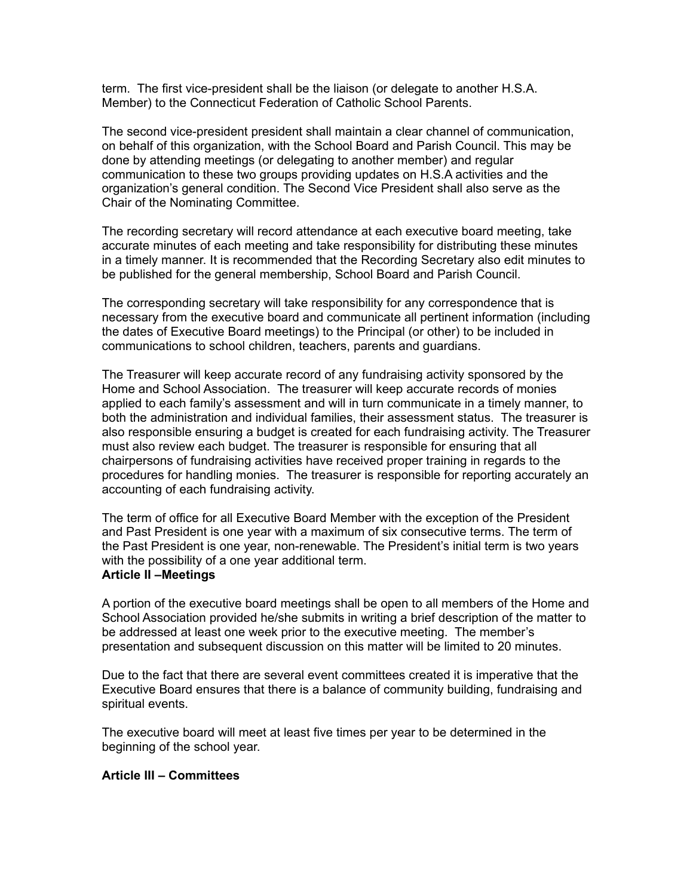term. The first vice-president shall be the liaison (or delegate to another H.S.A. Member) to the Connecticut Federation of Catholic School Parents.

The second vice-president president shall maintain a clear channel of communication, on behalf of this organization, with the School Board and Parish Council. This may be done by attending meetings (or delegating to another member) and regular communication to these two groups providing updates on H.S.A activities and the organization's general condition. The Second Vice President shall also serve as the Chair of the Nominating Committee.

The recording secretary will record attendance at each executive board meeting, take accurate minutes of each meeting and take responsibility for distributing these minutes in a timely manner. It is recommended that the Recording Secretary also edit minutes to be published for the general membership, School Board and Parish Council.

The corresponding secretary will take responsibility for any correspondence that is necessary from the executive board and communicate all pertinent information (including the dates of Executive Board meetings) to the Principal (or other) to be included in communications to school children, teachers, parents and guardians.

The Treasurer will keep accurate record of any fundraising activity sponsored by the Home and School Association. The treasurer will keep accurate records of monies applied to each family's assessment and will in turn communicate in a timely manner, to both the administration and individual families, their assessment status. The treasurer is also responsible ensuring a budget is created for each fundraising activity. The Treasurer must also review each budget. The treasurer is responsible for ensuring that all chairpersons of fundraising activities have received proper training in regards to the procedures for handling monies. The treasurer is responsible for reporting accurately an accounting of each fundraising activity.

The term of office for all Executive Board Member with the exception of the President and Past President is one year with a maximum of six consecutive terms. The term of the Past President is one year, non-renewable. The President's initial term is two years with the possibility of a one year additional term.

**Article II –Meetings**

A portion of the executive board meetings shall be open to all members of the Home and School Association provided he/she submits in writing a brief description of the matter to be addressed at least one week prior to the executive meeting. The member's presentation and subsequent discussion on this matter will be limited to 20 minutes.

Due to the fact that there are several event committees created it is imperative that the Executive Board ensures that there is a balance of community building, fundraising and spiritual events.

The executive board will meet at least five times per year to be determined in the beginning of the school year.

**Article III – Committees**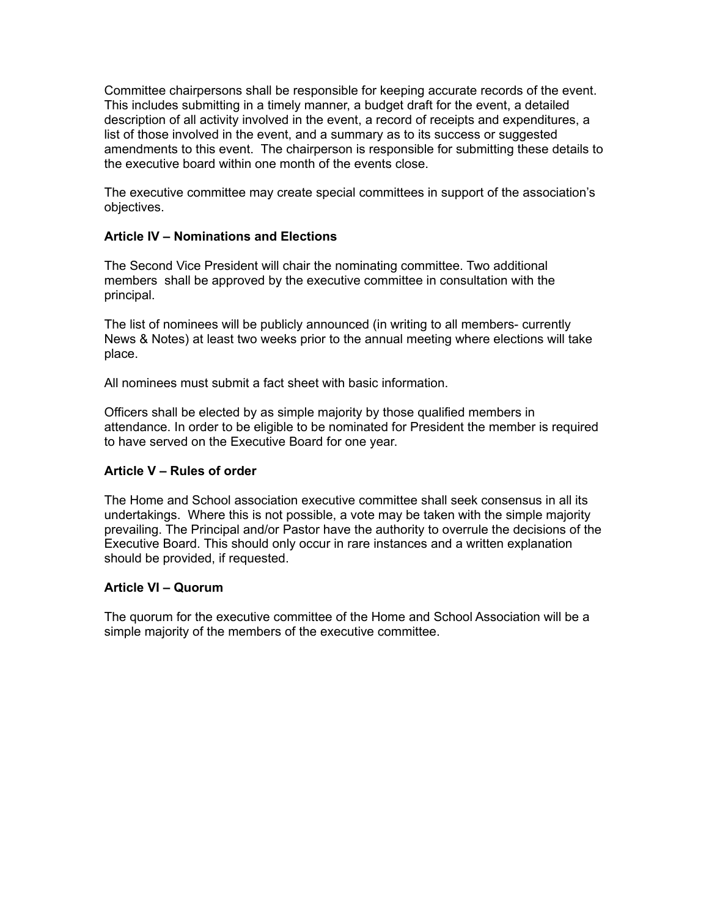Committee chairpersons shall be responsible for keeping accurate records of the event. This includes submitting in a timely manner, a budget draft for the event, a detailed description of all activity involved in the event, a record of receipts and expenditures, a list of those involved in the event, and a summary as to its success or suggested amendments to this event. The chairperson is responsible for submitting these details to the executive board within one month of the events close.

The executive committee may create special committees in support of the association's objectives.

**Article IV – Nominations and Elections**

The Second Vice President will chair the nominating committee. Two additional members shall be approved by the executive committee in consultation with the principal.

The list of nominees will be publicly announced (in writing to all members- currently News & Notes) at least two weeks prior to the annual meeting where elections will take place.

All nominees must submit a fact sheet with basic information.

Officers shall be elected by as simple majority by those qualified members in attendance. In order to be eligible to be nominated for President the member is required to have served on the Executive Board for one year.

**Article V – Rules of order**

The Home and School association executive committee shall seek consensus in all its undertakings. Where this is not possible, a vote may be taken with the simple majority prevailing. The Principal and/or Pastor have the authority to overrule the decisions of the Executive Board. This should only occur in rare instances and a written explanation should be provided, if requested.

**Article VI – Quorum**

The quorum for the executive committee of the Home and School Association will be a simple majority of the members of the executive committee.